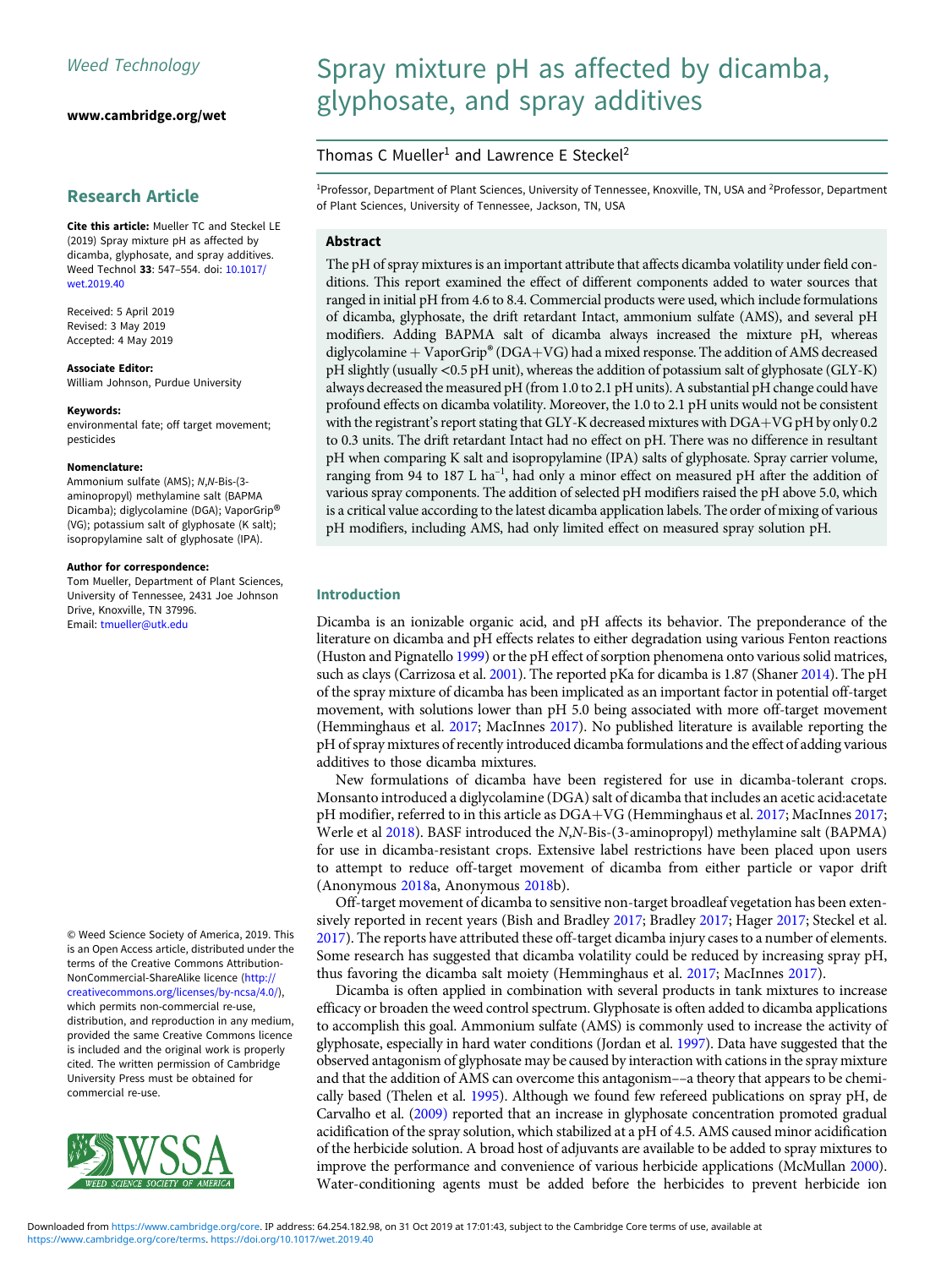Weed Technology

www.cambridge.org/wet

## Research Article

**Cite this article:** Mueller TC and Steckel LE (2019) Spray mixture pH as affected by dicamba, glyphosate, and spray additives. Weed Technol **33**: 547–554. doi: 10.1017/wet.2019.40

Received: 5 April 2019
Revised: 3 May 2019
Accepted: 4 May 2019

**Associate Editor:**
William Johnson, Purdue University

**Keywords:**
environmental fate; off target movement; pesticides

**Nomenclature:**
Ammonium sulfate (AMS); *N,N*-Bis-(3-aminopropyl) methylamine salt (BAPMA Dicamba); diglycolamine (DGA); VaporGrip® (VG); potassium salt of glyphosate (K salt); isopropylamine salt of glyphosate (IPA).

**Author for correspondence:**
Tom Mueller, Department of Plant Sciences, University of Tennessee, 2431 Joe Johnson Drive, Knoxville, TN 37996.
Email: tmueller@utk.edu

© Weed Science Society of America, 2019. This is an Open Access article, distributed under the terms of the Creative Commons Attribution-NonCommercial-ShareAlike licence (http://creativecommons.org/licenses/by-nc-sa/4.0/), which permits non-commercial re-use, distribution, and reproduction in any medium, provided the same Creative Commons licence is included and the original work is properly cited. The written permission of Cambridge University Press must be obtained for commercial re-use.

# Spray mixture pH as affected by dicamba, glyphosate, and spray additives

Thomas C Mueller[1] and Lawrence E Steckel[2]

[1]Professor, Department of Plant Sciences, University of Tennessee, Knoxville, TN, USA and [2]Professor, Department of Plant Sciences, University of Tennessee, Jackson, TN, USA

## Abstract

The pH of spray mixtures is an important attribute that affects dicamba volatility under field conditions. This report examined the effect of different components added to water sources that ranged in initial pH from 4.6 to 8.4. Commercial products were used, which include formulations of dicamba, glyphosate, the drift retardant Intact, ammonium sulfate (AMS), and several pH modifiers. Adding BAPMA salt of dicamba always increased the mixture pH, whereas diglycolamine + VaporGrip® (DGA+VG) had a mixed response. The addition of AMS decreased pH slightly (usually <0.5 pH unit), whereas the addition of potassium salt of glyphosate (GLY-K) always decreased the measured pH (from 1.0 to 2.1 pH units). A substantial pH change could have profound effects on dicamba volatility. Moreover, the 1.0 to 2.1 pH units would not be consistent with the registrant's report stating that GLY-K decreased mixtures with DGA+VG pH by only 0.2 to 0.3 units. The drift retardant Intact had no effect on pH. There was no difference in resultant pH when comparing K salt and isopropylamine (IPA) salts of glyphosate. Spray carrier volume, ranging from 94 to 187 L ha$^{-1}$, had only a minor effect on measured pH after the addition of various spray components. The addition of selected pH modifiers raised the pH above 5.0, which is a critical value according to the latest dicamba application labels. The order of mixing of various pH modifiers, including AMS, had only limited effect on measured spray solution pH.

## Introduction

Dicamba is an ionizable organic acid, and pH affects its behavior. The preponderance of the literature on dicamba and pH effects relates to either degradation using various Fenton reactions (Huston and Pignatello 1999) or the pH effect of sorption phenomena onto various solid matrices, such as clays (Carrizosa et al. 2001). The reported pKa for dicamba is 1.87 (Shaner 2014). The pH of the spray mixture of dicamba has been implicated as an important factor in potential off-target movement, with solutions lower than pH 5.0 being associated with more off-target movement (Hemminghaus et al. 2017; MacInnes 2017). No published literature is available reporting the pH of spray mixtures of recently introduced dicamba formulations and the effect of adding various additives to those dicamba mixtures.

New formulations of dicamba have been registered for use in dicamba-tolerant crops. Monsanto introduced a diglycolamine (DGA) salt of dicamba that includes an acetic acid:acetate pH modifier, referred to in this article as DGA+VG (Hemminghaus et al. 2017; MacInnes 2017; Werle et al 2018). BASF introduced the *N,N*-Bis-(3-aminopropyl) methylamine salt (BAPMA) for use in dicamba-resistant crops. Extensive label restrictions have been placed upon users to attempt to reduce off-target movement of dicamba from either particle or vapor drift (Anonymous 2018a, Anonymous 2018b).

Off-target movement of dicamba to sensitive non-target broadleaf vegetation has been extensively reported in recent years (Bish and Bradley 2017; Bradley 2017; Hager 2017; Steckel et al. 2017). The reports have attributed these off-target dicamba injury cases to a number of elements. Some research has suggested that dicamba volatility could be reduced by increasing spray pH, thus favoring the dicamba salt moiety (Hemminghaus et al. 2017; MacInnes 2017).

Dicamba is often applied in combination with several products in tank mixtures to increase efficacy or broaden the weed control spectrum. Glyphosate is often added to dicamba applications to accomplish this goal. Ammonium sulfate (AMS) is commonly used to increase the activity of glyphosate, especially in hard water conditions (Jordan et al. 1997). Data have suggested that the observed antagonism of glyphosate may be caused by interaction with cations in the spray mixture and that the addition of AMS can overcome this antagonism––a theory that appears to be chemically based (Thelen et al. 1995). Although we found few refereed publications on spray pH, de Carvalho et al. (2009) reported that an increase in glyphosate concentration promoted gradual acidification of the spray solution, which stabilized at a pH of 4.5. AMS caused minor acidification of the herbicide solution. A broad host of adjuvants are available to be added to spray mixtures to improve the performance and convenience of various herbicide applications (McMullan 2000). Water-conditioning agents must be added before the herbicides to prevent herbicide ion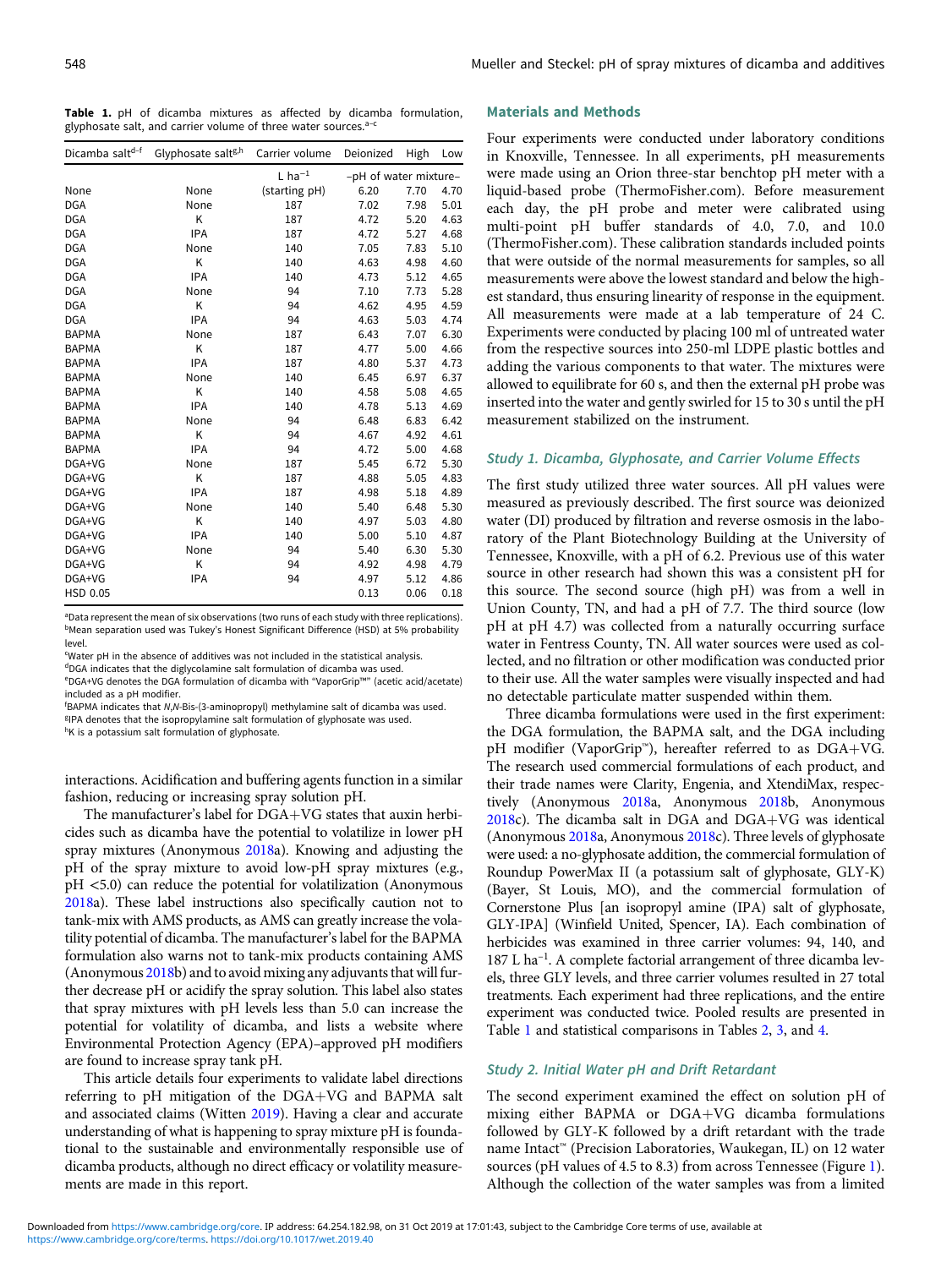**Table 1.** pH of dicamba mixtures as affected by dicamba formulation, glyphosate salt, and carrier volume of three water sources.[a–c]

| Dicamba salt[d–f] | Glyphosate salt[g,h] | Carrier volume | Deionized | High | Low |
|---|---|---|---|---|---|
| | | L ha$^{-1}$ | –pH of water mixture– | | |
| None | None | (starting pH) | 6.20 | 7.70 | 4.70 |
| DGA | None | 187 | 7.02 | 7.98 | 5.01 |
| DGA | K | 187 | 4.72 | 5.20 | 4.63 |
| DGA | IPA | 187 | 4.72 | 5.27 | 4.68 |
| DGA | None | 140 | 7.05 | 7.83 | 5.10 |
| DGA | K | 140 | 4.63 | 4.98 | 4.60 |
| DGA | IPA | 140 | 4.73 | 5.12 | 4.65 |
| DGA | None | 94 | 7.10 | 7.73 | 5.28 |
| DGA | K | 94 | 4.62 | 4.95 | 4.59 |
| DGA | IPA | 94 | 4.63 | 5.03 | 4.74 |
| BAPMA | None | 187 | 6.43 | 7.07 | 6.30 |
| BAPMA | K | 187 | 4.77 | 5.00 | 4.66 |
| BAPMA | IPA | 187 | 4.80 | 5.37 | 4.73 |
| BAPMA | None | 140 | 6.45 | 6.97 | 6.37 |
| BAPMA | K | 140 | 4.58 | 5.08 | 4.65 |
| BAPMA | IPA | 140 | 4.78 | 5.13 | 4.69 |
| BAPMA | None | 94 | 6.48 | 6.83 | 6.42 |
| BAPMA | K | 94 | 4.67 | 4.92 | 4.61 |
| BAPMA | IPA | 94 | 4.72 | 5.00 | 4.68 |
| DGA+VG | None | 187 | 5.45 | 6.72 | 5.30 |
| DGA+VG | K | 187 | 4.88 | 5.05 | 4.83 |
| DGA+VG | IPA | 187 | 4.98 | 5.18 | 4.89 |
| DGA+VG | None | 140 | 5.40 | 6.48 | 5.30 |
| DGA+VG | K | 140 | 4.97 | 5.03 | 4.80 |
| DGA+VG | IPA | 140 | 5.00 | 5.10 | 4.87 |
| DGA+VG | None | 94 | 5.40 | 6.30 | 5.30 |
| DGA+VG | K | 94 | 4.92 | 4.98 | 4.79 |
| DGA+VG | IPA | 94 | 4.97 | 5.12 | 4.86 |
| HSD 0.05 | | | 0.13 | 0.06 | 0.18 |

[a]Data represent the mean of six observations (two runs of each study with three replications).
[b]Mean separation used was Tukey's Honest Significant Difference (HSD) at 5% probability level.
[c]Water pH in the absence of additives was not included in the statistical analysis.
[d]DGA indicates that the diglycolamine salt formulation of dicamba was used.
[e]DGA+VG denotes the DGA formulation of dicamba with "VaporGrip™" (acetic acid/acetate) included as a pH modifier.
[f]BAPMA indicates that N,N-Bis-(3-aminopropyl) methylamine salt of dicamba was used.
[g]IPA denotes that the isopropylamine salt formulation of glyphosate was used.
[h]K is a potassium salt formulation of glyphosate.

interactions. Acidification and buffering agents function in a similar fashion, reducing or increasing spray solution pH.

The manufacturer's label for DGA+VG states that auxin herbicides such as dicamba have the potential to volatilize in lower pH spray mixtures (Anonymous 2018a). Knowing and adjusting the pH of the spray mixture to avoid low-pH spray mixtures (e.g., pH <5.0) can reduce the potential for volatilization (Anonymous 2018a). These label instructions also specifically caution not to tank-mix with AMS products, as AMS can greatly increase the volatility potential of dicamba. The manufacturer's label for the BAPMA formulation also warns not to tank-mix products containing AMS (Anonymous 2018b) and to avoid mixing any adjuvants that will further decrease pH or acidify the spray solution. This label also states that spray mixtures with pH levels less than 5.0 can increase the potential for volatility of dicamba, and lists a website where Environmental Protection Agency (EPA)–approved pH modifiers are found to increase spray tank pH.

This article details four experiments to validate label directions referring to pH mitigation of the DGA+VG and BAPMA salt and associated claims (Witten 2019). Having a clear and accurate understanding of what is happening to spray mixture pH is foundational to the sustainable and environmentally responsible use of dicamba products, although no direct efficacy or volatility measurements are made in this report.

## Materials and Methods

Four experiments were conducted under laboratory conditions in Knoxville, Tennessee. In all experiments, pH measurements were made using an Orion three-star benchtop pH meter with a liquid-based probe (ThermoFisher.com). Before measurement each day, the pH probe and meter were calibrated using multi-point pH buffer standards of 4.0, 7.0, and 10.0 (ThermoFisher.com). These calibration standards included points that were outside of the normal measurements for samples, so all measurements were above the lowest standard and below the highest standard, thus ensuring linearity of response in the equipment. All measurements were made at a lab temperature of 24 C. Experiments were conducted by placing 100 ml of untreated water from the respective sources into 250-ml LDPE plastic bottles and adding the various components to that water. The mixtures were allowed to equilibrate for 60 s, and then the external pH probe was inserted into the water and gently swirled for 15 to 30 s until the pH measurement stabilized on the instrument.

### *Study 1. Dicamba, Glyphosate, and Carrier Volume Effects*

The first study utilized three water sources. All pH values were measured as previously described. The first source was deionized water (DI) produced by filtration and reverse osmosis in the laboratory of the Plant Biotechnology Building at the University of Tennessee, Knoxville, with a pH of 6.2. Previous use of this water source in other research had shown this was a consistent pH for this source. The second source (high pH) was from a well in Union County, TN, and had a pH of 7.7. The third source (low pH at pH 4.7) was collected from a naturally occurring surface water in Fentress County, TN. All water sources were used as collected, and no filtration or other modification was conducted prior to their use. All the water samples were visually inspected and had no detectable particulate matter suspended within them.

Three dicamba formulations were used in the first experiment: the DGA formulation, the BAPMA salt, and the DGA including pH modifier (VaporGrip™), hereafter referred to as DGA+VG. The research used commercial formulations of each product, and their trade names were Clarity, Engenia, and XtendiMax, respectively (Anonymous 2018a, Anonymous 2018b, Anonymous 2018c). The dicamba salt in DGA and DGA+VG was identical (Anonymous 2018a, Anonymous 2018c). Three levels of glyphosate were used: a no-glyphosate addition, the commercial formulation of Roundup PowerMax II (a potassium salt of glyphosate, GLY-K) (Bayer, St Louis, MO), and the commercial formulation of Cornerstone Plus [an isopropyl amine (IPA) salt of glyphosate, GLY-IPA] (Winfield United, Spencer, IA). Each combination of herbicides was examined in three carrier volumes: 94, 140, and 187 L ha$^{-1}$. A complete factorial arrangement of three dicamba levels, three GLY levels, and three carrier volumes resulted in 27 total treatments. Each experiment had three replications, and the entire experiment was conducted twice. Pooled results are presented in Table 1 and statistical comparisons in Tables 2, 3, and 4.

### *Study 2. Initial Water pH and Drift Retardant*

The second experiment examined the effect on solution pH of mixing either BAPMA or DGA+VG dicamba formulations followed by GLY-K followed by a drift retardant with the trade name Intact™ (Precision Laboratories, Waukegan, IL) on 12 water sources (pH values of 4.5 to 8.3) from across Tennessee (Figure 1). Although the collection of the water samples was from a limited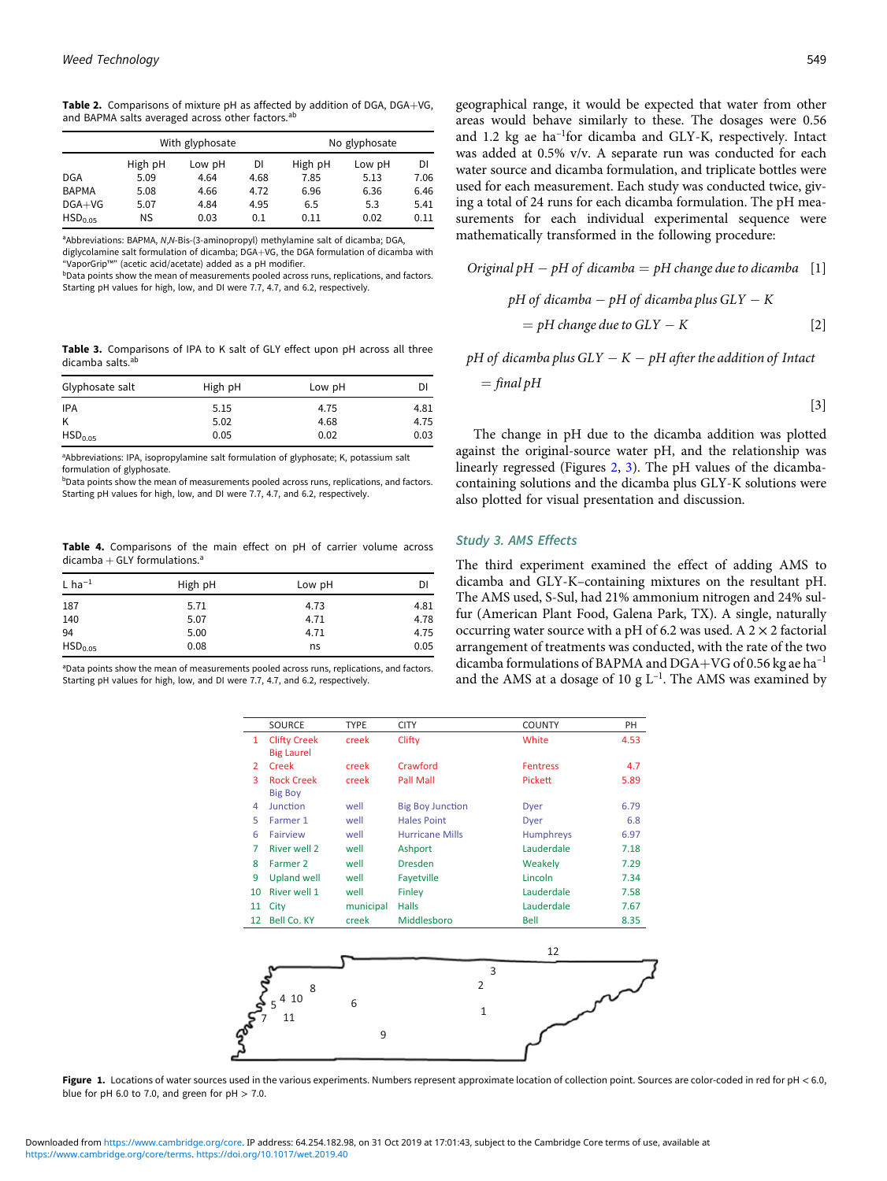**Table 2.** Comparisons of mixture pH as affected by addition of DGA, DGA+VG, and BAPMA salts averaged across other factors.[ab]

| | With glyphosate | | | No glyphosate | | |
|---|---|---|---|---|---|---|
| | High pH | Low pH | DI | High pH | Low pH | DI |
| DGA | 5.09 | 4.64 | 4.68 | 7.85 | 5.13 | 7.06 |
| BAPMA | 5.08 | 4.66 | 4.72 | 6.96 | 6.36 | 6.46 |
| DGA+VG | 5.07 | 4.84 | 4.95 | 6.5 | 5.3 | 5.41 |
| $HSD_{0.05}$ | NS | 0.03 | 0.1 | 0.11 | 0.02 | 0.11 |

[a]Abbreviations: BAPMA, *N,N*-Bis-(3-aminopropyl) methylamine salt of dicamba; DGA, diglycolamine salt formulation of dicamba; DGA+VG, the DGA formulation of dicamba with "VaporGrip™" (acetic acid/acetate) added as a pH modifier.
[b]Data points show the mean of measurements pooled across runs, replications, and factors. Starting pH values for high, low, and DI were 7.7, 4.7, and 6.2, respectively.

**Table 3.** Comparisons of IPA to K salt of GLY effect upon pH across all three dicamba salts.[ab]

| Glyphosate salt | High pH | Low pH | DI |
|---|---|---|---|
| IPA | 5.15 | 4.75 | 4.81 |
| K | 5.02 | 4.68 | 4.75 |
| $HSD_{0.05}$ | 0.05 | 0.02 | 0.03 |

[a]Abbreviations: IPA, isopropylamine salt formulation of glyphosate; K, potassium salt formulation of glyphosate.
[b]Data points show the mean of measurements pooled across runs, replications, and factors. Starting pH values for high, low, and DI were 7.7, 4.7, and 6.2, respectively.

**Table 4.** Comparisons of the main effect on pH of carrier volume across dicamba + GLY formulations.[a]

| L $ha^{-1}$ | High pH | Low pH | DI |
|---|---|---|---|
| 187 | 5.71 | 4.73 | 4.81 |
| 140 | 5.07 | 4.71 | 4.78 |
| 94 | 5.00 | 4.71 | 4.75 |
| $HSD_{0.05}$ | 0.08 | ns | 0.05 |

[a]Data points show the mean of measurements pooled across runs, replications, and factors. Starting pH values for high, low, and DI were 7.7, 4.7, and 6.2, respectively.

geographical range, it would be expected that water from other areas would behave similarly to these. The dosages were 0.56 and 1.2 kg ae $ha^{-1}$ for dicamba and GLY-K, respectively. Intact was added at 0.5% v/v. A separate run was conducted for each water source and dicamba formulation, and triplicate bottles were used for each measurement. Each study was conducted twice, giving a total of 24 runs for each dicamba formulation. The pH measurements for each individual experimental sequence were mathematically transformed in the following procedure:

$$Original\ pH - pH\ of\ dicamba = pH\ change\ due\ to\ dicamba \quad [1]$$

$$pH\ of\ dicamba - pH\ of\ dicamba\ plus\ GLY-K = pH\ change\ due\ to\ GLY-K \quad [2]$$

$$pH\ of\ dicamba\ plus\ GLY-K - pH\ after\ the\ addition\ of\ Intact = final\ pH \quad [3]$$

The change in pH due to the dicamba addition was plotted against the original-source water pH, and the relationship was linearly regressed (Figures 2, 3). The pH values of the dicamba-containing solutions and the dicamba plus GLY-K solutions were also plotted for visual presentation and discussion.

### Study 3. AMS Effects

The third experiment examined the effect of adding AMS to dicamba and GLY-K–containing mixtures on the resultant pH. The AMS used, S-Sul, had 21% ammonium nitrogen and 24% sulfur (American Plant Food, Galena Park, TX). A single, naturally occurring water source with a pH of 6.2 was used. A 2 × 2 factorial arrangement of treatments was conducted, with the rate of the two dicamba formulations of BAPMA and DGA+VG of 0.56 kg ae $ha^{-1}$ and the AMS at a dosage of 10 g $L^{-1}$. The AMS was examined by

| | SOURCE | TYPE | CITY | COUNTY | PH |
|---|---|---|---|---|---|
| 1 | Clifty Creek | creek | Clifty | White | 4.53 |
| | Big Laurel | | | | |
| 2 | Creek | creek | Crawford | Fentress | 4.7 |
| 3 | Rock Creek | creek | Pall Mall | Pickett | 5.89 |
| | Big Boy | | | | |
| 4 | Junction | well | Big Boy Junction | Dyer | 6.79 |
| 5 | Farmer 1 | well | Hales Point | Dyer | 6.8 |
| 6 | Fairview | well | Hurricane Mills | Humphreys | 6.97 |
| 7 | River well 2 | well | Ashport | Lauderdale | 7.18 |
| 8 | Farmer 2 | well | Dresden | Weakely | 7.29 |
| 9 | Upland well | well | Fayetville | Lincoln | 7.34 |
| 10 | River well 1 | well | Finley | Lauderdale | 7.58 |
| 11 | City | municipal | Halls | Lauderdale | 7.67 |
| 12 | Bell Co. KY | creek | Middlesboro | Bell | 8.35 |

**Figure 1.** Locations of water sources used in the various experiments. Numbers represent approximate location of collection point. Sources are color-coded in red for pH < 6.0, blue for pH 6.0 to 7.0, and green for pH > 7.0.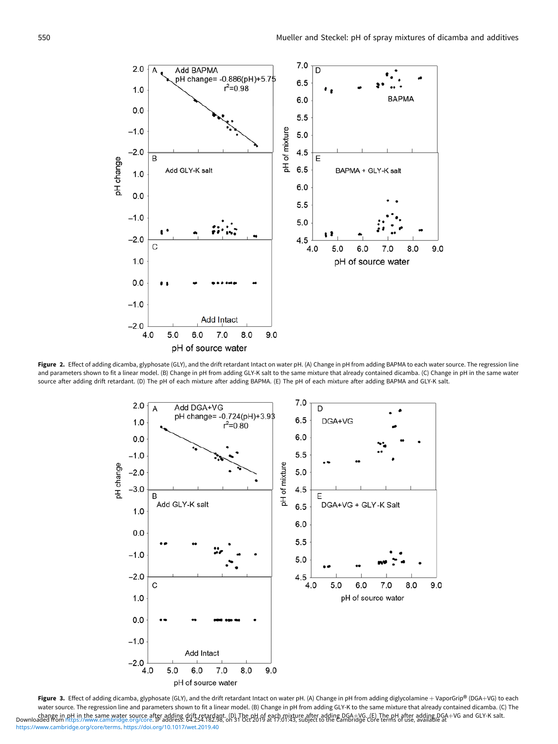Figure 2. Effect of adding dicamba, glyphosate (GLY), and the drift retardant Intact on water pH. (A) Change in pH from adding BAPMA to each water source. The regression line and parameters shown to fit a linear model. (B) Change in pH from adding GLY-K salt to the same mixture that already contained dicamba. (C) Change in pH in the same water source after adding drift retardant. (D) The pH of each mixture after adding BAPMA. (E) The pH of each mixture after adding BAPMA and GLY-K salt.

Figure 3. Effect of adding dicamba, glyphosate (GLY), and the drift retardant Intact on water pH. (A) Change in pH from adding diglycolamine + VaporGrip® (DGA+VG) to each water source. The regression line and parameters shown to fit a linear model. (B) Change in pH from adding GLY-K to the same mixture that already contained dicamba. (C) The change in pH in the same water source after adding drift retardant. (D) The pH of each mixture after adding DGA+VG. (E) The pH after adding DGA+VG and GLY-K salt.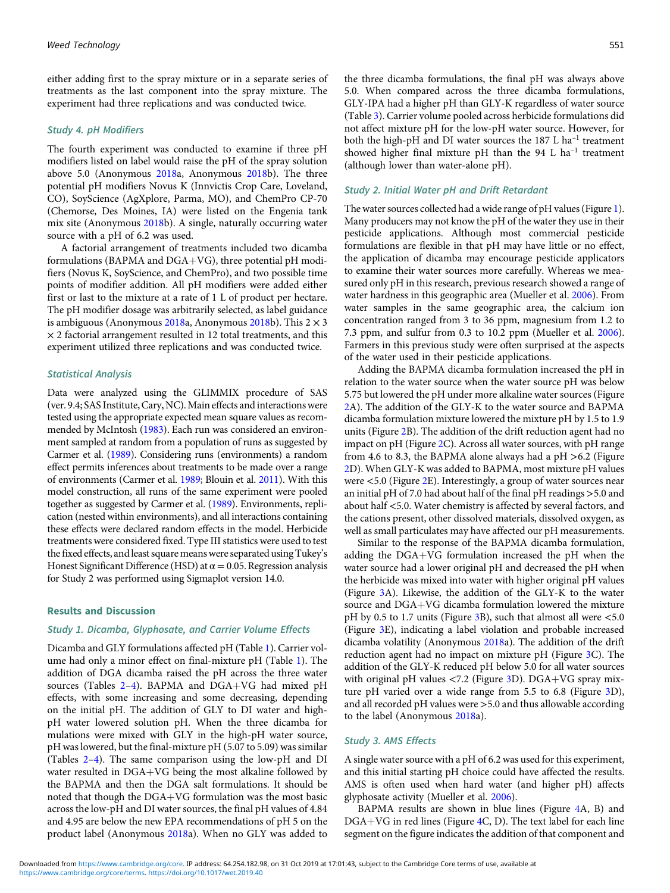either adding first to the spray mixture or in a separate series of treatments as the last component into the spray mixture. The experiment had three replications and was conducted twice.

### Study 4. pH Modifiers

The fourth experiment was conducted to examine if three pH modifiers listed on label would raise the pH of the spray solution above 5.0 (Anonymous 2018a, Anonymous 2018b). The three potential pH modifiers Novus K (Innvictis Crop Care, Loveland, CO), SoyScience (AgXplore, Parma, MO), and ChemPro CP-70 (Chemorse, Des Moines, IA) were listed on the Engenia tank mix site (Anonymous 2018b). A single, naturally occurring water source with a pH of 6.2 was used.

A factorial arrangement of treatments included two dicamba formulations (BAPMA and DGA+VG), three potential pH modifiers (Novus K, SoyScience, and ChemPro), and two possible time points of modifier addition. All pH modifiers were added either first or last to the mixture at a rate of 1 L of product per hectare. The pH modifier dosage was arbitrarily selected, as label guidance is ambiguous (Anonymous 2018a, Anonymous 2018b). This 2 × 3 × 2 factorial arrangement resulted in 12 total treatments, and this experiment utilized three replications and was conducted twice.

### Statistical Analysis

Data were analyzed using the GLIMMIX procedure of SAS (ver. 9.4; SAS Institute, Cary, NC). Main effects and interactions were tested using the appropriate expected mean square values as recommended by McIntosh (1983). Each run was considered an environment sampled at random from a population of runs as suggested by Carmer et al. (1989). Considering runs (environments) a random effect permits inferences about treatments to be made over a range of environments (Carmer et al. 1989; Blouin et al. 2011). With this model construction, all runs of the same experiment were pooled together as suggested by Carmer et al. (1989). Environments, replication (nested within environments), and all interactions containing these effects were declared random effects in the model. Herbicide treatments were considered fixed. Type III statistics were used to test the fixed effects, and least square means were separated using Tukey's Honest Significant Difference (HSD) at $\alpha = 0.05$. Regression analysis for Study 2 was performed using Sigmaplot version 14.0.

## Results and Discussion

### Study 1. Dicamba, Glyphosate, and Carrier Volume Effects

Dicamba and GLY formulations affected pH (Table 1). Carrier volume had only a minor effect on final-mixture pH (Table 1). The addition of DGA dicamba raised the pH across the three water sources (Tables 2–4). BAPMA and DGA+VG had mixed pH effects, with some increasing and some decreasing, depending on the initial pH. The addition of GLY to DI water and high-pH water lowered solution pH. When the three dicamba formulations were mixed with GLY in the high-pH water source, pH was lowered, but the final-mixture pH (5.07 to 5.09) was similar (Tables 2–4). The same comparison using the low-pH and DI water resulted in DGA+VG being the most alkaline followed by the BAPMA and then the DGA salt formulations. It should be noted that though the DGA+VG formulation was the most basic across the low-pH and DI water sources, the final pH values of 4.84 and 4.95 are below the new EPA recommendations of pH 5 on the product label (Anonymous 2018a). When no GLY was added to the three dicamba formulations, the final pH was always above 5.0. When compared across the three dicamba formulations, GLY-IPA had a higher pH than GLY-K regardless of water source (Table 3). Carrier volume pooled across herbicide formulations did not affect mixture pH for the low-pH water source. However, for both the high-pH and DI water sources the 187 L ha$^{-1}$ treatment showed higher final mixture pH than the 94 L ha$^{-1}$ treatment (although lower than water-alone pH).

### Study 2. Initial Water pH and Drift Retardant

The water sources collected had a wide range of pH values (Figure 1). Many producers may not know the pH of the water they use in their pesticide applications. Although most commercial pesticide formulations are flexible in that pH may have little or no effect, the application of dicamba may encourage pesticide applicators to examine their water sources more carefully. Whereas we measured only pH in this research, previous research showed a range of water hardness in this geographic area (Mueller et al. 2006). From water samples in the same geographic area, the calcium ion concentration ranged from 3 to 36 ppm, magnesium from 1.2 to 7.3 ppm, and sulfur from 0.3 to 10.2 ppm (Mueller et al. 2006). Farmers in this previous study were often surprised at the aspects of the water used in their pesticide applications.

Adding the BAPMA dicamba formulation increased the pH in relation to the water source when the water source pH was below 5.75 but lowered the pH under more alkaline water sources (Figure 2A). The addition of the GLY-K to the water source and BAPMA dicamba formulation mixture lowered the mixture pH by 1.5 to 1.9 units (Figure 2B). The addition of the drift reduction agent had no impact on pH (Figure 2C). Across all water sources, with pH range from 4.6 to 8.3, the BAPMA alone always had a pH >6.2 (Figure 2D). When GLY-K was added to BAPMA, most mixture pH values were <5.0 (Figure 2E). Interestingly, a group of water sources near an initial pH of 7.0 had about half of the final pH readings >5.0 and about half <5.0. Water chemistry is affected by several factors, and the cations present, other dissolved materials, dissolved oxygen, as well as small particulates may have affected our pH measurements.

Similar to the response of the BAPMA dicamba formulation, adding the DGA+VG formulation increased the pH when the water source had a lower original pH and decreased the pH when the herbicide was mixed into water with higher original pH values (Figure 3A). Likewise, the addition of the GLY-K to the water source and DGA+VG dicamba formulation lowered the mixture pH by 0.5 to 1.7 units (Figure 3B), such that almost all were <5.0 (Figure 3E), indicating a label violation and probable increased dicamba volatility (Anonymous 2018a). The addition of the drift reduction agent had no impact on mixture pH (Figure 3C). The addition of the GLY-K reduced pH below 5.0 for all water sources with original pH values <7.2 (Figure 3D). DGA+VG spray mixture pH varied over a wide range from 5.5 to 6.8 (Figure 3D), and all recorded pH values were >5.0 and thus allowable according to the label (Anonymous 2018a).

### Study 3. AMS Effects

A single water source with a pH of 6.2 was used for this experiment, and this initial starting pH choice could have affected the results. AMS is often used when hard water (and higher pH) affects glyphosate activity (Mueller et al. 2006).

BAPMA results are shown in blue lines (Figure 4A, B) and DGA+VG in red lines (Figure 4C, D). The text label for each line segment on the figure indicates the addition of that component and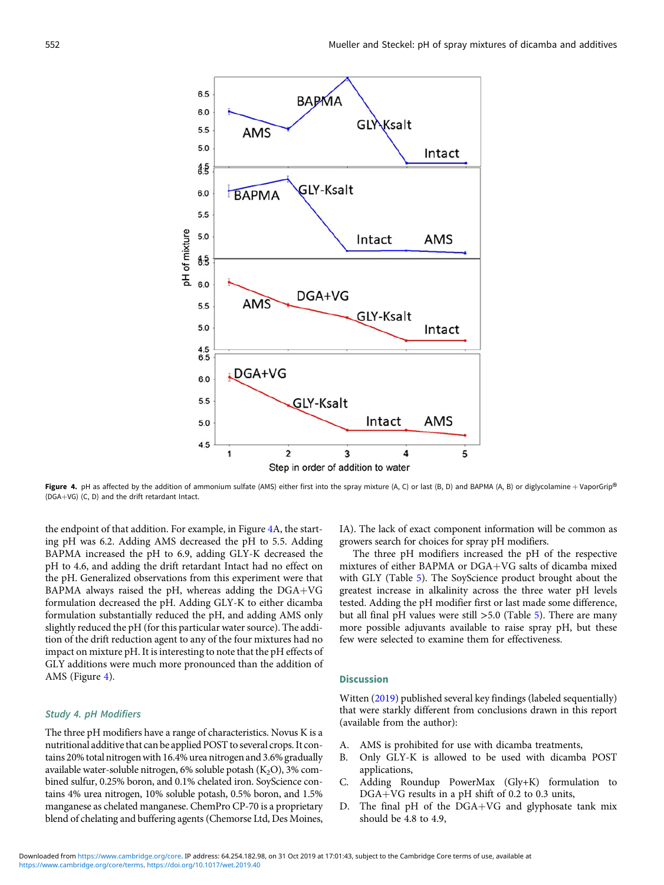Figure 4. pH as affected by the addition of ammonium sulfate (AMS) either first into the spray mixture (A, C) or last (B, D) and BAPMA (A, B) or diglycolamine + VaporGrip® (DGA+VG) (C, D) and the drift retardant Intact.

the endpoint of that addition. For example, in Figure 4A, the starting pH was 6.2. Adding AMS decreased the pH to 5.5. Adding BAPMA increased the pH to 6.9, adding GLY-K decreased the pH to 4.6, and adding the drift retardant Intact had no effect on the pH. Generalized observations from this experiment were that BAPMA always raised the pH, whereas adding the DGA+VG formulation decreased the pH. Adding GLY-K to either dicamba formulation substantially reduced the pH, and adding AMS only slightly reduced the pH (for this particular water source). The addition of the drift reduction agent to any of the four mixtures had no impact on mixture pH. It is interesting to note that the pH effects of GLY additions were much more pronounced than the addition of AMS (Figure 4).

### *Study 4. pH Modifiers*

The three pH modifiers have a range of characteristics. Novus K is a nutritional additive that can be applied POST to several crops. It contains 20% total nitrogen with 16.4% urea nitrogen and 3.6% gradually available water-soluble nitrogen, 6% soluble potash ($K_2O$), 3% combined sulfur, 0.25% boron, and 0.1% chelated iron. SoyScience contains 4% urea nitrogen, 10% soluble potash, 0.5% boron, and 1.5% manganese as chelated manganese. ChemPro CP-70 is a proprietary blend of chelating and buffering agents (Chemorse Ltd, Des Moines, IA). The lack of exact component information will be common as growers search for choices for spray pH modifiers.

The three pH modifiers increased the pH of the respective mixtures of either BAPMA or DGA+VG salts of dicamba mixed with GLY (Table 5). The SoyScience product brought about the greatest increase in alkalinity across the three water pH levels tested. Adding the pH modifier first or last made some difference, but all final pH values were still >5.0 (Table 5). There are many more possible adjuvants available to raise spray pH, but these few were selected to examine them for effectiveness.

## Discussion

Witten (2019) published several key findings (labeled sequentially) that were starkly different from conclusions drawn in this report (available from the author):

A. AMS is prohibited for use with dicamba treatments,
B. Only GLY-K is allowed to be used with dicamba POST applications,
C. Adding Roundup PowerMax (Gly+K) formulation to DGA+VG results in a pH shift of 0.2 to 0.3 units,
D. The final pH of the DGA+VG and glyphosate tank mix should be 4.8 to 4.9,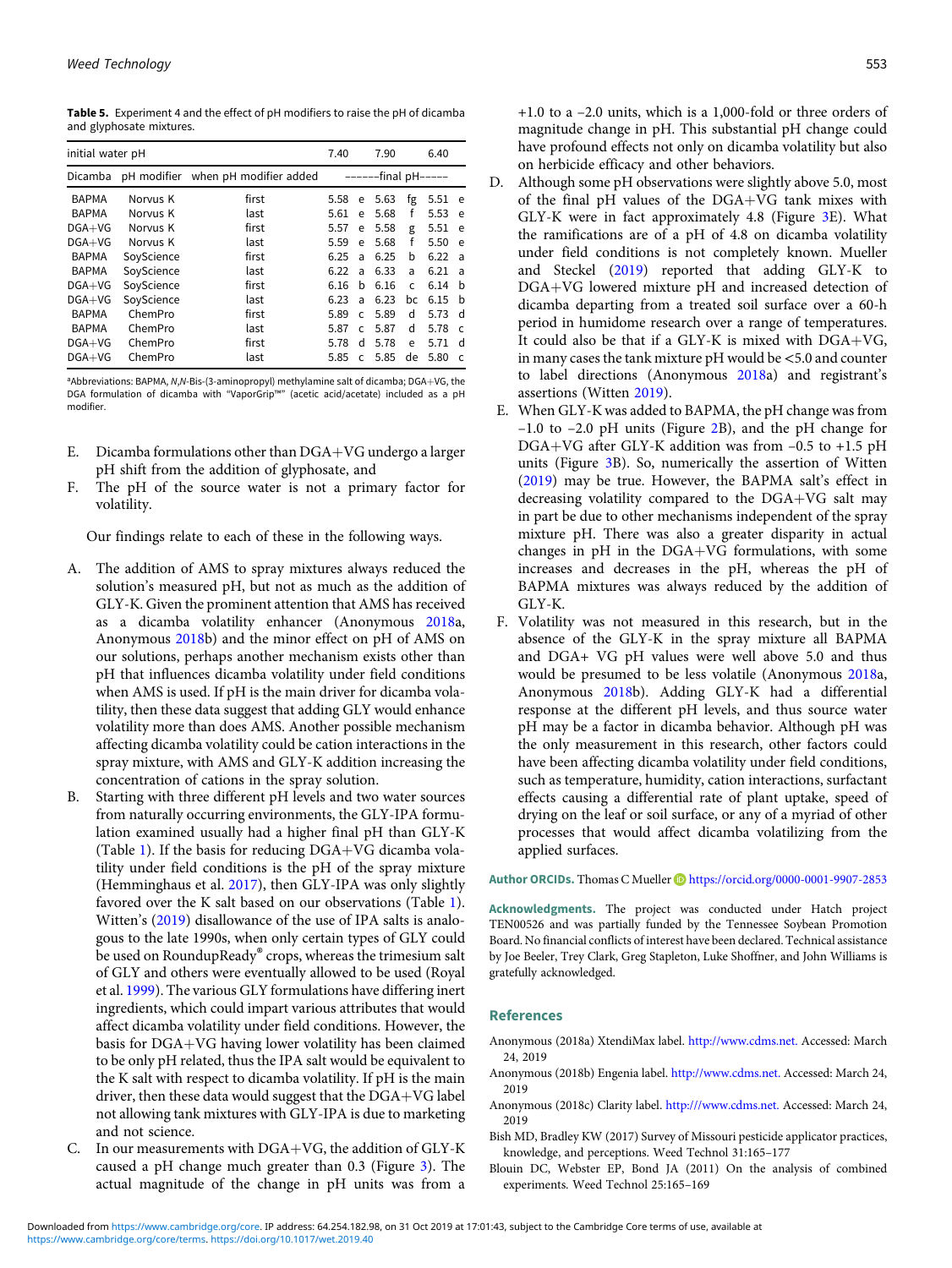**Table 5.** Experiment 4 and the effect of pH modifiers to raise the pH of dicamba and glyphosate mixtures.

| initial water pH | | | 7.40 | | 7.90 | | 6.40 | |
|---|---|---|---|---|---|---|---|---|
| Dicamba | pH modifier | when pH modifier added | ------final pH----- | | | | | |
| BAPMA | Norvus K | first | 5.58 | e | 5.63 | fg | 5.51 | e |
| BAPMA | Norvus K | last | 5.61 | e | 5.68 | f | 5.53 | e |
| DGA+VG | Norvus K | first | 5.57 | e | 5.58 | g | 5.51 | e |
| DGA+VG | Norvus K | last | 5.59 | e | 5.68 | f | 5.50 | e |
| BAPMA | SoyScience | first | 6.25 | a | 6.25 | b | 6.22 | a |
| BAPMA | SoyScience | last | 6.22 | a | 6.33 | a | 6.21 | a |
| DGA+VG | SoyScience | first | 6.16 | b | 6.16 | c | 6.14 | b |
| DGA+VG | SoyScience | last | 6.23 | a | 6.23 | bc | 6.15 | b |
| BAPMA | ChemPro | first | 5.89 | c | 5.89 | d | 5.73 | d |
| BAPMA | ChemPro | last | 5.87 | c | 5.87 | d | 5.78 | c |
| DGA+VG | ChemPro | first | 5.78 | d | 5.78 | e | 5.71 | d |
| DGA+VG | ChemPro | last | 5.85 | c | 5.85 | de | 5.80 | c |

[a]Abbreviations: BAPMA, *N,N*-Bis-(3-aminopropyl) methylamine salt of dicamba; DGA+VG, the DGA formulation of dicamba with "VaporGrip™" (acetic acid/acetate) included as a pH modifier.

E. Dicamba formulations other than DGA+VG undergo a larger pH shift from the addition of glyphosate, and
F. The pH of the source water is not a primary factor for volatility.

Our findings relate to each of these in the following ways.

A. The addition of AMS to spray mixtures always reduced the solution's measured pH, but not as much as the addition of GLY-K. Given the prominent attention that AMS has received as a dicamba volatility enhancer (Anonymous 2018a, Anonymous 2018b) and the minor effect on pH of AMS on our solutions, perhaps another mechanism exists other than pH that influences dicamba volatility under field conditions when AMS is used. If pH is the main driver for dicamba volatility, then these data suggest that adding GLY would enhance volatility more than does AMS. Another possible mechanism affecting dicamba volatility could be cation interactions in the spray mixture, with AMS and GLY-K addition increasing the concentration of cations in the spray solution.
B. Starting with three different pH levels and two water sources from naturally occurring environments, the GLY-IPA formulation examined usually had a higher final pH than GLY-K (Table 1). If the basis for reducing DGA+VG dicamba volatility under field conditions is the pH of the spray mixture (Hemminghaus et al. 2017), then GLY-IPA was only slightly favored over the K salt based on our observations (Table 1). Witten's (2019) disallowance of the use of IPA salts is analogous to the late 1990s, when only certain types of GLY could be used on RoundupReady® crops, whereas the trimesium salt of GLY and others were eventually allowed to be used (Royal et al. 1999). The various GLY formulations have differing inert ingredients, which could impart various attributes that would affect dicamba volatility under field conditions. However, the basis for DGA+VG having lower volatility has been claimed to be only pH related, thus the IPA salt would be equivalent to the K salt with respect to dicamba volatility. If pH is the main driver, then these data would suggest that the DGA+VG label not allowing tank mixtures with GLY-IPA is due to marketing and not science.
C. In our measurements with DGA+VG, the addition of GLY-K caused a pH change much greater than 0.3 (Figure 3). The actual magnitude of the change in pH units was from a +1.0 to a −2.0 units, which is a 1,000-fold or three orders of magnitude change in pH. This substantial pH change could have profound effects not only on dicamba volatility but also on herbicide efficacy and other behaviors.
D. Although some pH observations were slightly above 5.0, most of the final pH values of the DGA+VG tank mixes with GLY-K were in fact approximately 4.8 (Figure 3E). What the ramifications are of a pH of 4.8 on dicamba volatility under field conditions is not completely known. Mueller and Steckel (2019) reported that adding GLY-K to DGA+VG lowered mixture pH and increased detection of dicamba departing from a treated soil surface over a 60-h period in humidome research over a range of temperatures. It could also be that if a GLY-K is mixed with DGA+VG, in many cases the tank mixture pH would be <5.0 and counter to label directions (Anonymous 2018a) and registrant's assertions (Witten 2019).
E. When GLY-K was added to BAPMA, the pH change was from −1.0 to −2.0 pH units (Figure 2B), and the pH change for DGA+VG after GLY-K addition was from −0.5 to +1.5 pH units (Figure 3B). So, numerically the assertion of Witten (2019) may be true. However, the BAPMA salt's effect in decreasing volatility compared to the DGA+VG salt may in part be due to other mechanisms independent of the spray mixture pH. There was also a greater disparity in actual changes in pH in the DGA+VG formulations, with some increases and decreases in the pH, whereas the pH of BAPMA mixtures was always reduced by the addition of GLY-K.
F. Volatility was not measured in this research, but in the absence of the GLY-K in the spray mixture all BAPMA and DGA+ VG pH values were well above 5.0 and thus would be presumed to be less volatile (Anonymous 2018a, Anonymous 2018b). Adding GLY-K had a differential response at the different pH levels, and thus source water pH may be a factor in dicamba behavior. Although pH was the only measurement in this research, other factors could have been affecting dicamba volatility under field conditions, such as temperature, humidity, cation interactions, surfactant effects causing a differential rate of plant uptake, speed of drying on the leaf or soil surface, or any of a myriad of other processes that would affect dicamba volatilizing from the applied surfaces.

**Author ORCIDs.** Thomas C Mueller https://orcid.org/0000-0001-9907-2853

**Acknowledgments.** The project was conducted under Hatch project TEN00526 and was partially funded by the Tennessee Soybean Promotion Board. No financial conflicts of interest have been declared. Technical assistance by Joe Beeler, Trey Clark, Greg Stapleton, Luke Shoffner, and John Williams is gratefully acknowledged.

## References

Anonymous (2018a) XtendiMax label. http://www.cdms.net. Accessed: March 24, 2019

Anonymous (2018b) Engenia label. http://www.cdms.net. Accessed: March 24, 2019

Anonymous (2018c) Clarity label. http:///www.cdms.net. Accessed: March 24, 2019

Bish MD, Bradley KW (2017) Survey of Missouri pesticide applicator practices, knowledge, and perceptions. Weed Technol 31:165–177

Blouin DC, Webster EP, Bond JA (2011) On the analysis of combined experiments. Weed Technol 25:165–169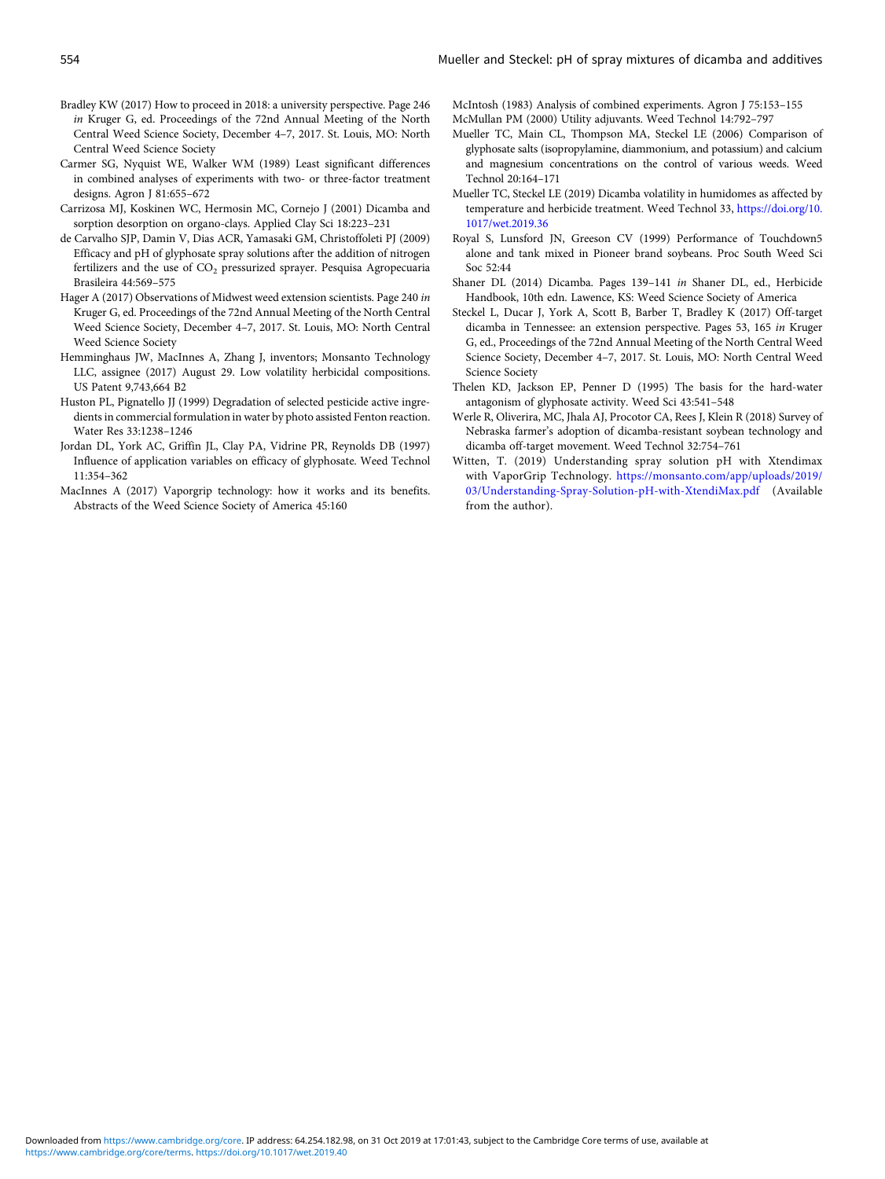Bradley KW (2017) How to proceed in 2018: a university perspective. Page 246 *in* Kruger G, ed. Proceedings of the 72nd Annual Meeting of the North Central Weed Science Society, December 4–7, 2017. St. Louis, MO: North Central Weed Science Society

Carmer SG, Nyquist WE, Walker WM (1989) Least significant differences in combined analyses of experiments with two- or three-factor treatment designs. Agron J 81:655–672

Carrizosa MJ, Koskinen WC, Hermosin MC, Cornejo J (2001) Dicamba and sorption desorption on organo-clays. Applied Clay Sci 18:223–231

de Carvalho SJP, Damin V, Dias ACR, Yamasaki GM, Christoffoleti PJ (2009) Efficacy and pH of glyphosate spray solutions after the addition of nitrogen fertilizers and the use of $CO_2$ pressurized sprayer. Pesquisa Agropecuaria Brasileira 44:569–575

Hager A (2017) Observations of Midwest weed extension scientists. Page 240 *in* Kruger G, ed. Proceedings of the 72nd Annual Meeting of the North Central Weed Science Society, December 4–7, 2017. St. Louis, MO: North Central Weed Science Society

Hemminghaus JW, MacInnes A, Zhang J, inventors; Monsanto Technology LLC, assignee (2017) August 29. Low volatility herbicidal compositions. US Patent 9,743,664 B2

Huston PL, Pignatello JJ (1999) Degradation of selected pesticide active ingredients in commercial formulation in water by photo assisted Fenton reaction. Water Res 33:1238–1246

Jordan DL, York AC, Griffin JL, Clay PA, Vidrine PR, Reynolds DB (1997) Influence of application variables on efficacy of glyphosate. Weed Technol 11:354–362

MacInnes A (2017) Vaporgrip technology: how it works and its benefits. Abstracts of the Weed Science Society of America 45:160

McIntosh (1983) Analysis of combined experiments. Agron J 75:153–155

McMullan PM (2000) Utility adjuvants. Weed Technol 14:792–797

Mueller TC, Main CL, Thompson MA, Steckel LE (2006) Comparison of glyphosate salts (isopropylamine, diammonium, and potassium) and calcium and magnesium concentrations on the control of various weeds. Weed Technol 20:164–171

Mueller TC, Steckel LE (2019) Dicamba volatility in humidomes as affected by temperature and herbicide treatment. Weed Technol 33, https://doi.org/10.1017/wet.2019.36

Royal S, Lunsford JN, Greeson CV (1999) Performance of Touchdown5 alone and tank mixed in Pioneer brand soybeans. Proc South Weed Sci Soc 52:44

Shaner DL (2014) Dicamba. Pages 139–141 *in* Shaner DL, ed., Herbicide Handbook, 10th edn. Lawence, KS: Weed Science Society of America

Steckel L, Ducar J, York A, Scott B, Barber T, Bradley K (2017) Off-target dicamba in Tennessee: an extension perspective. Pages 53, 165 *in* Kruger G, ed., Proceedings of the 72nd Annual Meeting of the North Central Weed Science Society, December 4–7, 2017. St. Louis, MO: North Central Weed Science Society

Thelen KD, Jackson EP, Penner D (1995) The basis for the hard-water antagonism of glyphosate activity. Weed Sci 43:541–548

Werle R, Oliverira, MC, Jhala AJ, Procotor CA, Rees J, Klein R (2018) Survey of Nebraska farmer's adoption of dicamba-resistant soybean technology and dicamba off-target movement. Weed Technol 32:754–761

Witten, T. (2019) Understanding spray solution pH with Xtendimax with VaporGrip Technology. https://monsanto.com/app/uploads/2019/03/Understanding-Spray-Solution-pH-with-XtendiMax.pdf (Available from the author).